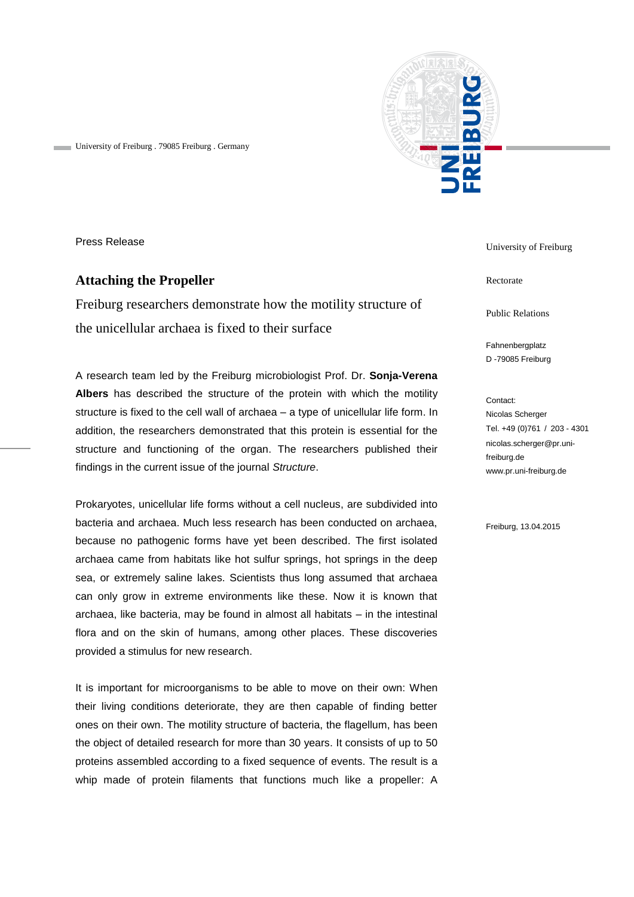University of Freiburg . 79085 Freiburg . Germany

University of Freiburg

Rectorate

Public Relations

Fahnenbergplatz
D -79085 Freiburg

Contact:
Nicolas Scherger
Tel. +49 (0)761 / 203 - 4301
nicolas.scherger@pr.uni-freiburg.de
www.pr.uni-freiburg.de

Freiburg, 13.04.2015

Press Release

# Attaching the Propeller

## Freiburg researchers demonstrate how the motility structure of the unicellular archaea is fixed to their surface

A research team led by the Freiburg microbiologist Prof. Dr. **Sonja-Verena Albers** has described the structure of the protein with which the motility structure is fixed to the cell wall of archaea – a type of unicellular life form. In addition, the researchers demonstrated that this protein is essential for the structure and functioning of the organ. The researchers published their findings in the current issue of the journal *Structure*.

Prokaryotes, unicellular life forms without a cell nucleus, are subdivided into bacteria and archaea. Much less research has been conducted on archaea, because no pathogenic forms have yet been described. The first isolated archaea came from habitats like hot sulfur springs, hot springs in the deep sea, or extremely saline lakes. Scientists thus long assumed that archaea can only grow in extreme environments like these. Now it is known that archaea, like bacteria, may be found in almost all habitats – in the intestinal flora and on the skin of humans, among other places. These discoveries provided a stimulus for new research.

It is important for microorganisms to be able to move on their own: When their living conditions deteriorate, they are then capable of finding better ones on their own. The motility structure of bacteria, the flagellum, has been the object of detailed research for more than 30 years. It consists of up to 50 proteins assembled according to a fixed sequence of events. The result is a whip made of protein filaments that functions much like a propeller: A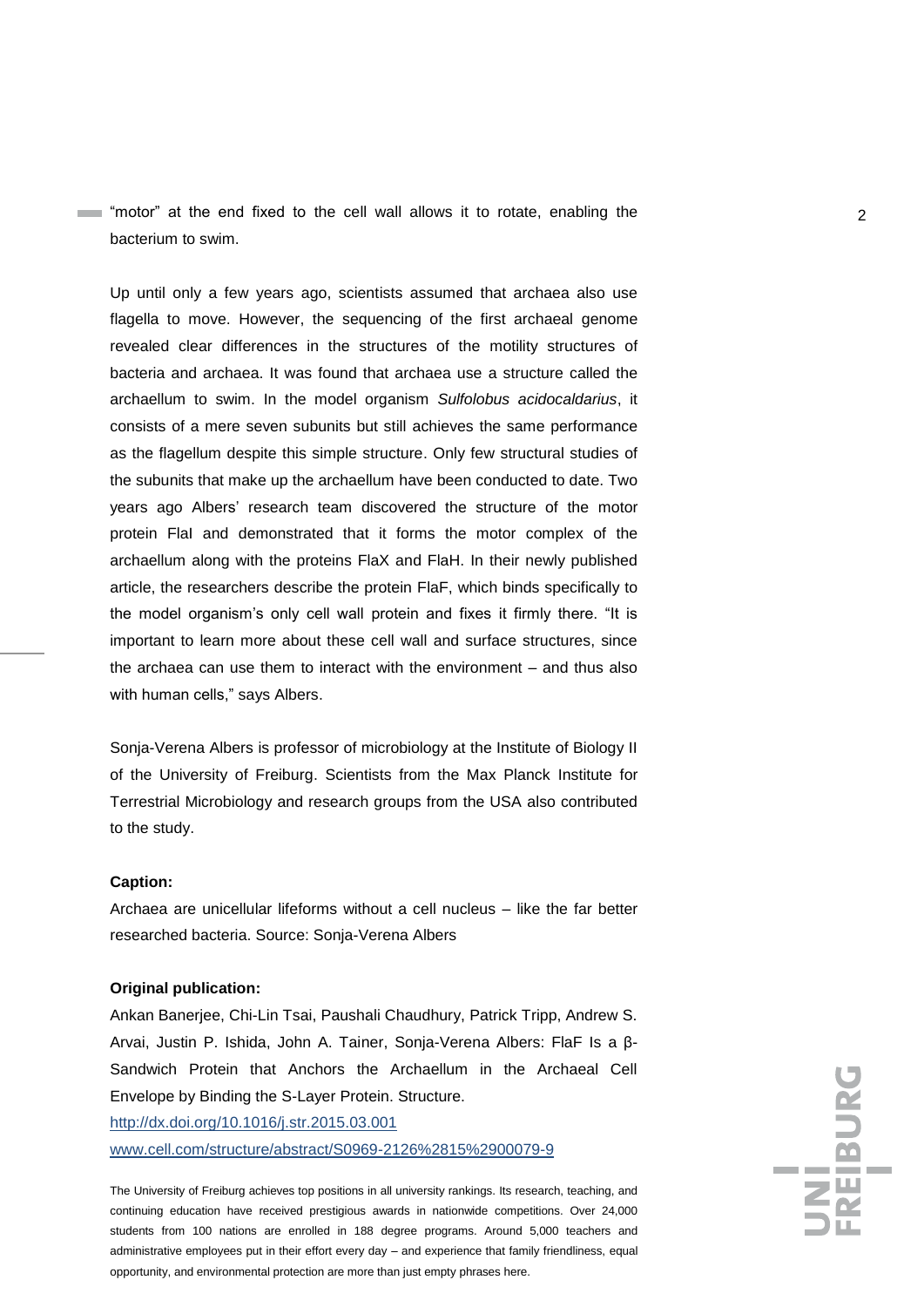"motor" at the end fixed to the cell wall allows it to rotate, enabling the bacterium to swim.

Up until only a few years ago, scientists assumed that archaea also use flagella to move. However, the sequencing of the first archaeal genome revealed clear differences in the structures of the motility structures of bacteria and archaea. It was found that archaea use a structure called the archaellum to swim. In the model organism *Sulfolobus acidocaldarius*, it consists of a mere seven subunits but still achieves the same performance as the flagellum despite this simple structure. Only few structural studies of the subunits that make up the archaellum have been conducted to date. Two years ago Albers' research team discovered the structure of the motor protein FlaI and demonstrated that it forms the motor complex of the archaellum along with the proteins FlaX and FlaH. In their newly published article, the researchers describe the protein FlaF, which binds specifically to the model organism's only cell wall protein and fixes it firmly there. "It is important to learn more about these cell wall and surface structures, since the archaea can use them to interact with the environment – and thus also with human cells," says Albers.

Sonja-Verena Albers is professor of microbiology at the Institute of Biology II of the University of Freiburg. Scientists from the Max Planck Institute for Terrestrial Microbiology and research groups from the USA also contributed to the study.

**Caption:**

Archaea are unicellular lifeforms without a cell nucleus – like the far better researched bacteria. Source: Sonja-Verena Albers

**Original publication:**

Ankan Banerjee, Chi-Lin Tsai, Paushali Chaudhury, Patrick Tripp, Andrew S. Arvai, Justin P. Ishida, John A. Tainer, Sonja-Verena Albers: FlaF Is a β-Sandwich Protein that Anchors the Archaellum in the Archaeal Cell Envelope by Binding the S-Layer Protein. Structure.

http://dx.doi.org/10.1016/j.str.2015.03.001

www.cell.com/structure/abstract/S0969-2126%2815%2900079-9

The University of Freiburg achieves top positions in all university rankings. Its research, teaching, and continuing education have received prestigious awards in nationwide competitions. Over 24,000 students from 100 nations are enrolled in 188 degree programs. Around 5,000 teachers and administrative employees put in their effort every day – and experience that family friendliness, equal opportunity, and environmental protection are more than just empty phrases here.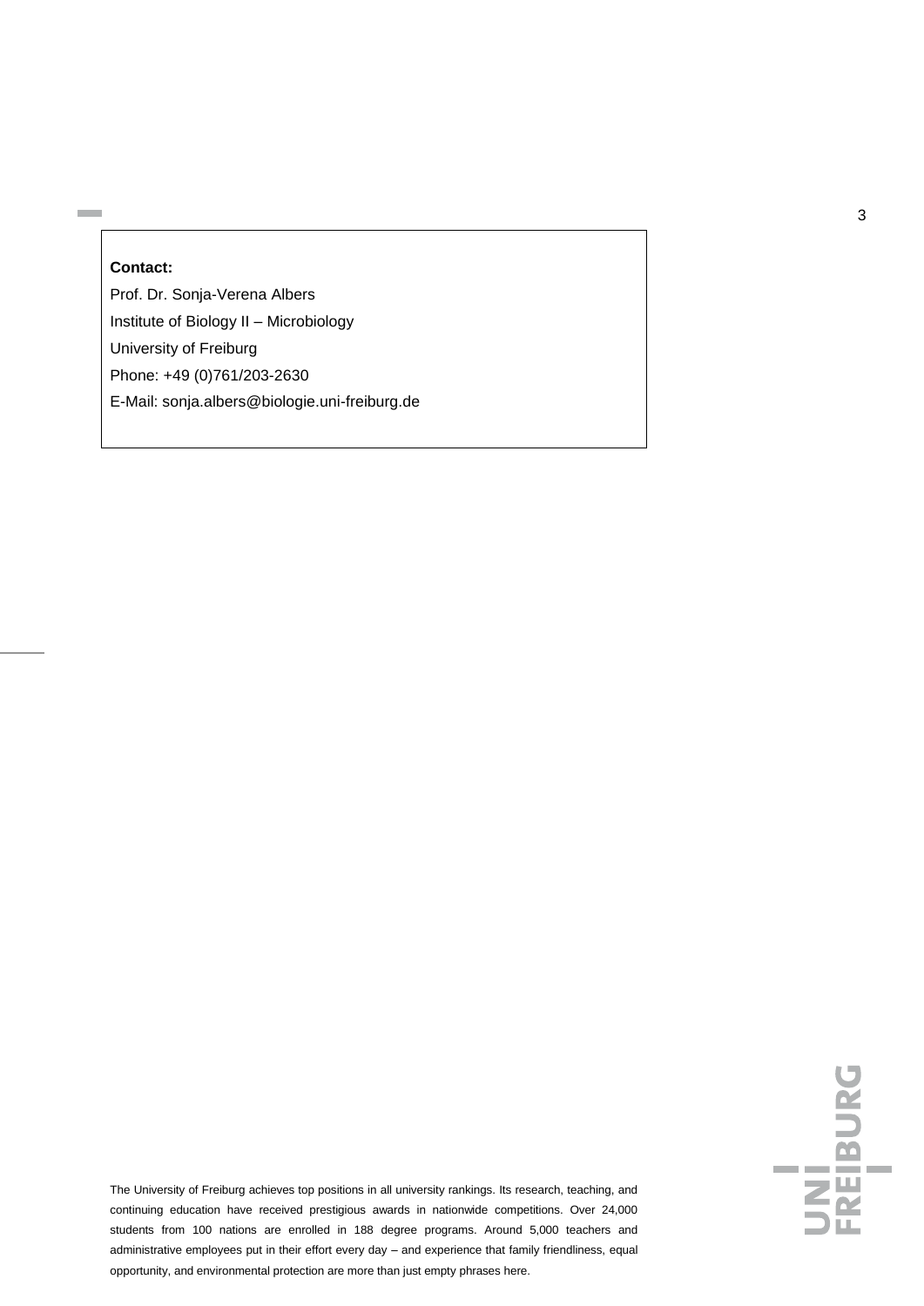**Contact:**

Prof. Dr. Sonja-Verena Albers
Institute of Biology II – Microbiology
University of Freiburg
Phone: +49 (0)761/203-2630
E-Mail: sonja.albers@biologie.uni-freiburg.de

The University of Freiburg achieves top positions in all university rankings. Its research, teaching, and continuing education have received prestigious awards in nationwide competitions. Over 24,000 students from 100 nations are enrolled in 188 degree programs. Around 5,000 teachers and administrative employees put in their effort every day – and experience that family friendliness, equal opportunity, and environmental protection are more than just empty phrases here.